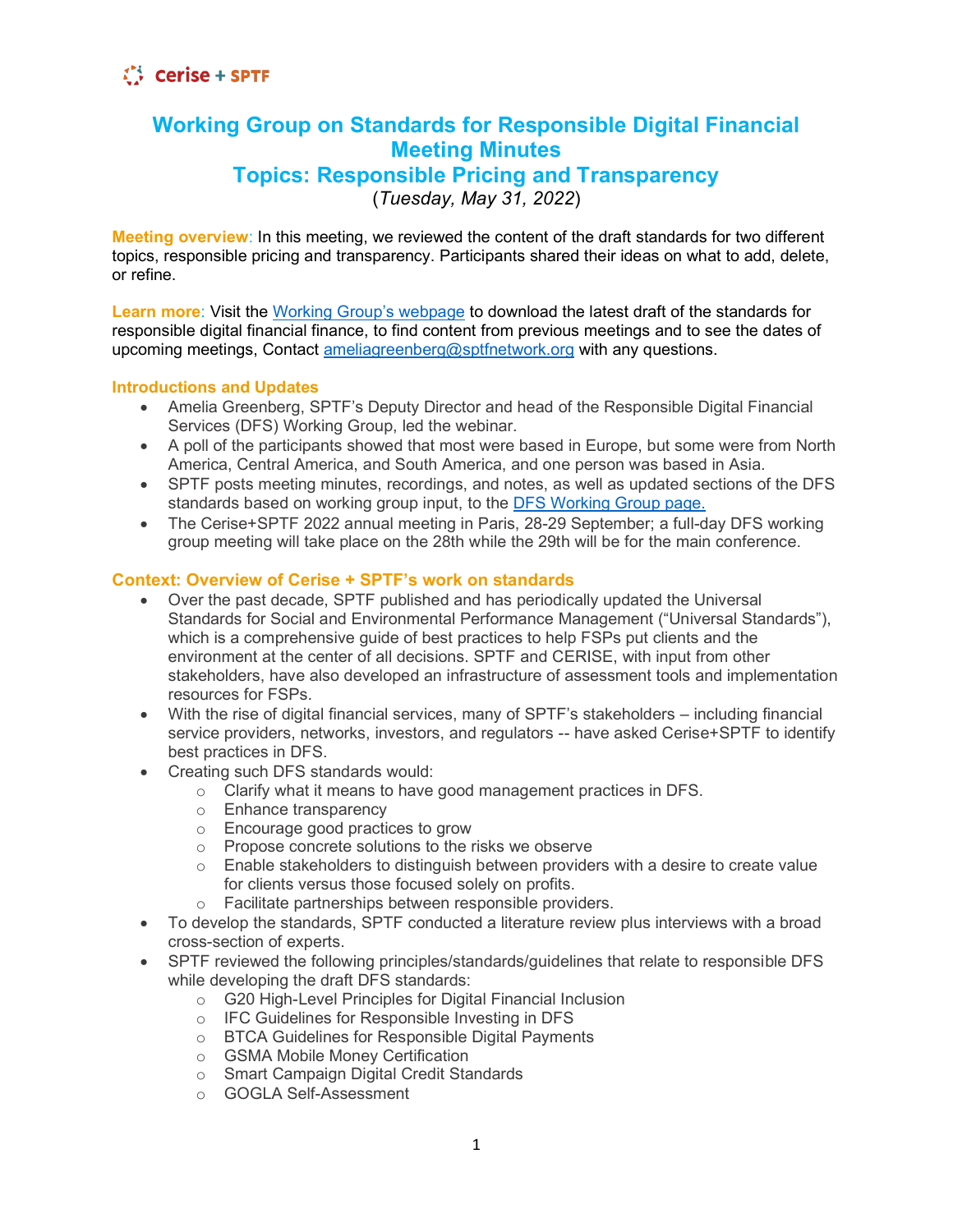cerise + SPTF

# Working Group on Standards for Responsible Digital Financial Meeting Minutes

## Topics: Responsible Pricing and Transparency

(*Tuesday, May 31, 2022*)

**Meeting overview**: In this meeting, we reviewed the content of the draft standards for two different topics, responsible pricing and transparency. Participants shared their ideas on what to add, delete, or refine.

**Learn more**: Visit the [Working Group's webpage]() to download the latest draft of the standards for responsible digital financial finance, to find content from previous meetings and to see the dates of upcoming meetings, Contact [ameliagreenberg@sptfnetwork.org](mailto:ameliagreenberg@sptfnetwork.org) with any questions.

### Introductions and Updates

- Amelia Greenberg, SPTF's Deputy Director and head of the Responsible Digital Financial Services (DFS) Working Group, led the webinar.
- A poll of the participants showed that most were based in Europe, but some were from North America, Central America, and South America, and one person was based in Asia.
- SPTF posts meeting minutes, recordings, and notes, as well as updated sections of the DFS standards based on working group input, to the [DFS Working Group page.]()
- The Cerise+SPTF 2022 annual meeting in Paris, 28-29 September; a full-day DFS working group meeting will take place on the 28th while the 29th will be for the main conference.

### Context: Overview of Cerise + SPTF's work on standards

- Over the past decade, SPTF published and has periodically updated the Universal Standards for Social and Environmental Performance Management ("Universal Standards"), which is a comprehensive guide of best practices to help FSPs put clients and the environment at the center of all decisions. SPTF and CERISE, with input from other stakeholders, have also developed an infrastructure of assessment tools and implementation resources for FSPs.
- With the rise of digital financial services, many of SPTF's stakeholders – including financial service providers, networks, investors, and regulators -- have asked Cerise+SPTF to identify best practices in DFS.
- Creating such DFS standards would:
    - Clarify what it means to have good management practices in DFS.
    - Enhance transparency
    - Encourage good practices to grow
    - Propose concrete solutions to the risks we observe
    - Enable stakeholders to distinguish between providers with a desire to create value for clients versus those focused solely on profits.
    - Facilitate partnerships between responsible providers.
- To develop the standards, SPTF conducted a literature review plus interviews with a broad cross-section of experts.
- SPTF reviewed the following principles/standards/guidelines that relate to responsible DFS while developing the draft DFS standards:
    - G20 High-Level Principles for Digital Financial Inclusion
    - IFC Guidelines for Responsible Investing in DFS
    - BTCA Guidelines for Responsible Digital Payments
    - GSMA Mobile Money Certification
    - Smart Campaign Digital Credit Standards
    - GOGLA Self-Assessment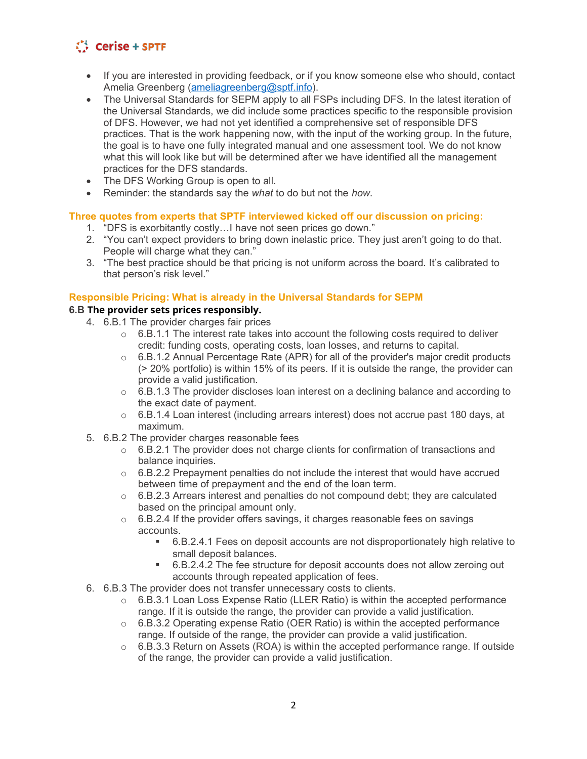- If you are interested in providing feedback, or if you know someone else who should, contact Amelia Greenberg (ameliagreenberg@sptf.info).
- The Universal Standards for SEPM apply to all FSPs including DFS. In the latest iteration of the Universal Standards, we did include some practices specific to the responsible provision of DFS. However, we had not yet identified a comprehensive set of responsible DFS practices. That is the work happening now, with the input of the working group. In the future, the goal is to have one fully integrated manual and one assessment tool. We do not know what this will look like but will be determined after we have identified all the management practices for the DFS standards.
- The DFS Working Group is open to all.
- Reminder: the standards say the *what* to do but not the *how*.

### Three quotes from experts that SPTF interviewed kicked off our discussion on pricing:

1. "DFS is exorbitantly costly…I have not seen prices go down."
2. "You can't expect providers to bring down inelastic price. They just aren't going to do that. People will charge what they can."
3. "The best practice should be that pricing is not uniform across the board. It's calibrated to that person's risk level."

### Responsible Pricing: What is already in the Universal Standards for SEPM

**6.B The provider sets prices responsibly.**

4. 6.B.1 The provider charges fair prices
    - 6.B.1.1 The interest rate takes into account the following costs required to deliver credit: funding costs, operating costs, loan losses, and returns to capital.
    - 6.B.1.2 Annual Percentage Rate (APR) for all of the provider's major credit products (> 20% portfolio) is within 15% of its peers. If it is outside the range, the provider can provide a valid justification.
    - 6.B.1.3 The provider discloses loan interest on a declining balance and according to the exact date of payment.
    - 6.B.1.4 Loan interest (including arrears interest) does not accrue past 180 days, at maximum.
5. 6.B.2 The provider charges reasonable fees
    - 6.B.2.1 The provider does not charge clients for confirmation of transactions and balance inquiries.
    - 6.B.2.2 Prepayment penalties do not include the interest that would have accrued between time of prepayment and the end of the loan term.
    - 6.B.2.3 Arrears interest and penalties do not compound debt; they are calculated based on the principal amount only.
    - 6.B.2.4 If the provider offers savings, it charges reasonable fees on savings accounts.
        - 6.B.2.4.1 Fees on deposit accounts are not disproportionately high relative to small deposit balances.
        - 6.B.2.4.2 The fee structure for deposit accounts does not allow zeroing out accounts through repeated application of fees.
6. 6.B.3 The provider does not transfer unnecessary costs to clients.
    - 6.B.3.1 Loan Loss Expense Ratio (LLER Ratio) is within the accepted performance range. If it is outside the range, the provider can provide a valid justification.
    - 6.B.3.2 Operating expense Ratio (OER Ratio) is within the accepted performance range. If outside of the range, the provider can provide a valid justification.
    - 6.B.3.3 Return on Assets (ROA) is within the accepted performance range. If outside of the range, the provider can provide a valid justification.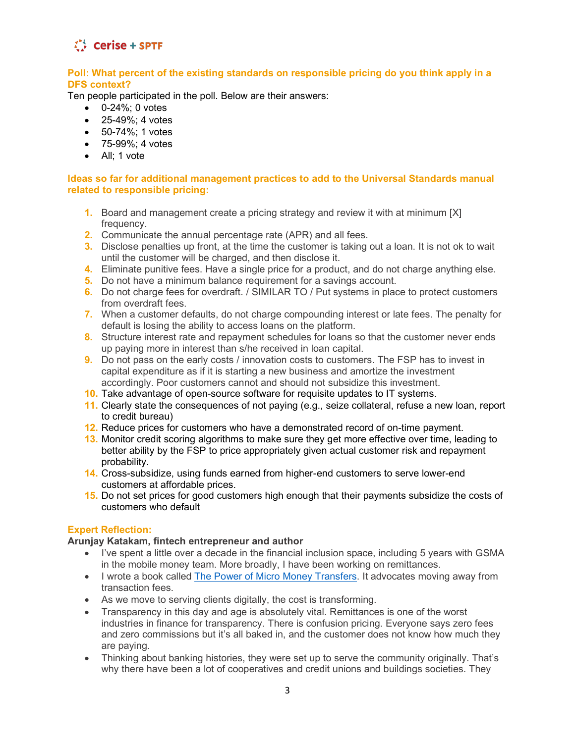**Poll: What percent of the existing standards on responsible pricing do you think apply in a DFS context?**

Ten people participated in the poll. Below are their answers:

- 0-24%; 0 votes
- 25-49%; 4 votes
- 50-74%; 1 votes
- 75-99%; 4 votes
- All; 1 vote

**Ideas so far for additional management practices to add to the Universal Standards manual related to responsible pricing:**

1. Board and management create a pricing strategy and review it with at minimum [X] frequency.
2. Communicate the annual percentage rate (APR) and all fees.
3. Disclose penalties up front, at the time the customer is taking out a loan. It is not ok to wait until the customer will be charged, and then disclose it.
4. Eliminate punitive fees. Have a single price for a product, and do not charge anything else.
5. Do not have a minimum balance requirement for a savings account.
6. Do not charge fees for overdraft. / SIMILAR TO / Put systems in place to protect customers from overdraft fees.
7. When a customer defaults, do not charge compounding interest or late fees. The penalty for default is losing the ability to access loans on the platform.
8. Structure interest rate and repayment schedules for loans so that the customer never ends up paying more in interest than s/he received in loan capital.
9. Do not pass on the early costs / innovation costs to customers. The FSP has to invest in capital expenditure as if it is starting a new business and amortize the investment accordingly. Poor customers cannot and should not subsidize this investment.
10. Take advantage of open-source software for requisite updates to IT systems.
11. Clearly state the consequences of not paying (e.g., seize collateral, refuse a new loan, report to credit bureau)
12. Reduce prices for customers who have a demonstrated record of on-time payment.
13. Monitor credit scoring algorithms to make sure they get more effective over time, leading to better ability by the FSP to price appropriately given actual customer risk and repayment probability.
14. Cross-subsidize, using funds earned from higher-end customers to serve lower-end customers at affordable prices.
15. Do not set prices for good customers high enough that their payments subsidize the costs of customers who default

**Expert Reflection:**

**Arunjay Katakam, fintech entrepreneur and author**

- I've spent a little over a decade in the financial inclusion space, including 5 years with GSMA in the mobile money team. More broadly, I have been working on remittances.
- I wrote a book called The Power of Micro Money Transfers. It advocates moving away from transaction fees.
- As we move to serving clients digitally, the cost is transforming.
- Transparency in this day and age is absolutely vital. Remittances is one of the worst industries in finance for transparency. There is confusion pricing. Everyone says zero fees and zero commissions but it's all baked in, and the customer does not know how much they are paying.
- Thinking about banking histories, they were set up to serve the community originally. That's why there have been a lot of cooperatives and credit unions and buildings societies. They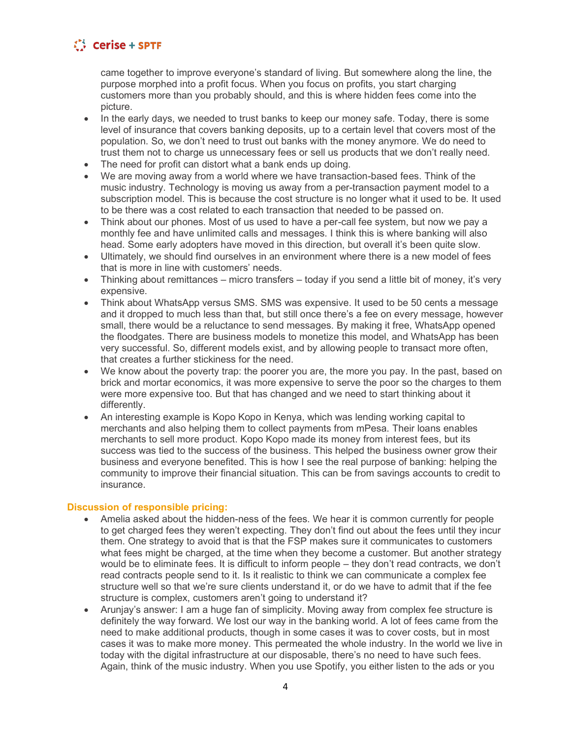came together to improve everyone's standard of living. But somewhere along the line, the purpose morphed into a profit focus. When you focus on profits, you start charging customers more than you probably should, and this is where hidden fees come into the picture.

- In the early days, we needed to trust banks to keep our money safe. Today, there is some level of insurance that covers banking deposits, up to a certain level that covers most of the population. So, we don't need to trust out banks with the money anymore. We do need to trust them not to charge us unnecessary fees or sell us products that we don't really need.
- The need for profit can distort what a bank ends up doing.
- We are moving away from a world where we have transaction-based fees. Think of the music industry. Technology is moving us away from a per-transaction payment model to a subscription model. This is because the cost structure is no longer what it used to be. It used to be there was a cost related to each transaction that needed to be passed on.
- Think about our phones. Most of us used to have a per-call fee system, but now we pay a monthly fee and have unlimited calls and messages. I think this is where banking will also head. Some early adopters have moved in this direction, but overall it's been quite slow.
- Ultimately, we should find ourselves in an environment where there is a new model of fees that is more in line with customers' needs.
- Thinking about remittances – micro transfers – today if you send a little bit of money, it's very expensive.
- Think about WhatsApp versus SMS. SMS was expensive. It used to be 50 cents a message and it dropped to much less than that, but still once there's a fee on every message, however small, there would be a reluctance to send messages. By making it free, WhatsApp opened the floodgates. There are business models to monetize this model, and WhatsApp has been very successful. So, different models exist, and by allowing people to transact more often, that creates a further stickiness for the need.
- We know about the poverty trap: the poorer you are, the more you pay. In the past, based on brick and mortar economics, it was more expensive to serve the poor so the charges to them were more expensive too. But that has changed and we need to start thinking about it differently.
- An interesting example is Kopo Kopo in Kenya, which was lending working capital to merchants and also helping them to collect payments from mPesa. Their loans enables merchants to sell more product. Kopo Kopo made its money from interest fees, but its success was tied to the success of the business. This helped the business owner grow their business and everyone benefited. This is how I see the real purpose of banking: helping the community to improve their financial situation. This can be from savings accounts to credit to insurance.

**Discussion of responsible pricing:**

- Amelia asked about the hidden-ness of the fees. We hear it is common currently for people to get charged fees they weren't expecting. They don't find out about the fees until they incur them. One strategy to avoid that is that the FSP makes sure it communicates to customers what fees might be charged, at the time when they become a customer. But another strategy would be to eliminate fees. It is difficult to inform people – they don't read contracts, we don't read contracts people send to it. Is it realistic to think we can communicate a complex fee structure well so that we're sure clients understand it, or do we have to admit that if the fee structure is complex, customers aren't going to understand it?
- Arunjay's answer: I am a huge fan of simplicity. Moving away from complex fee structure is definitely the way forward. We lost our way in the banking world. A lot of fees came from the need to make additional products, though in some cases it was to cover costs, but in most cases it was to make more money. This permeated the whole industry. In the world we live in today with the digital infrastructure at our disposable, there's no need to have such fees. Again, think of the music industry. When you use Spotify, you either listen to the ads or you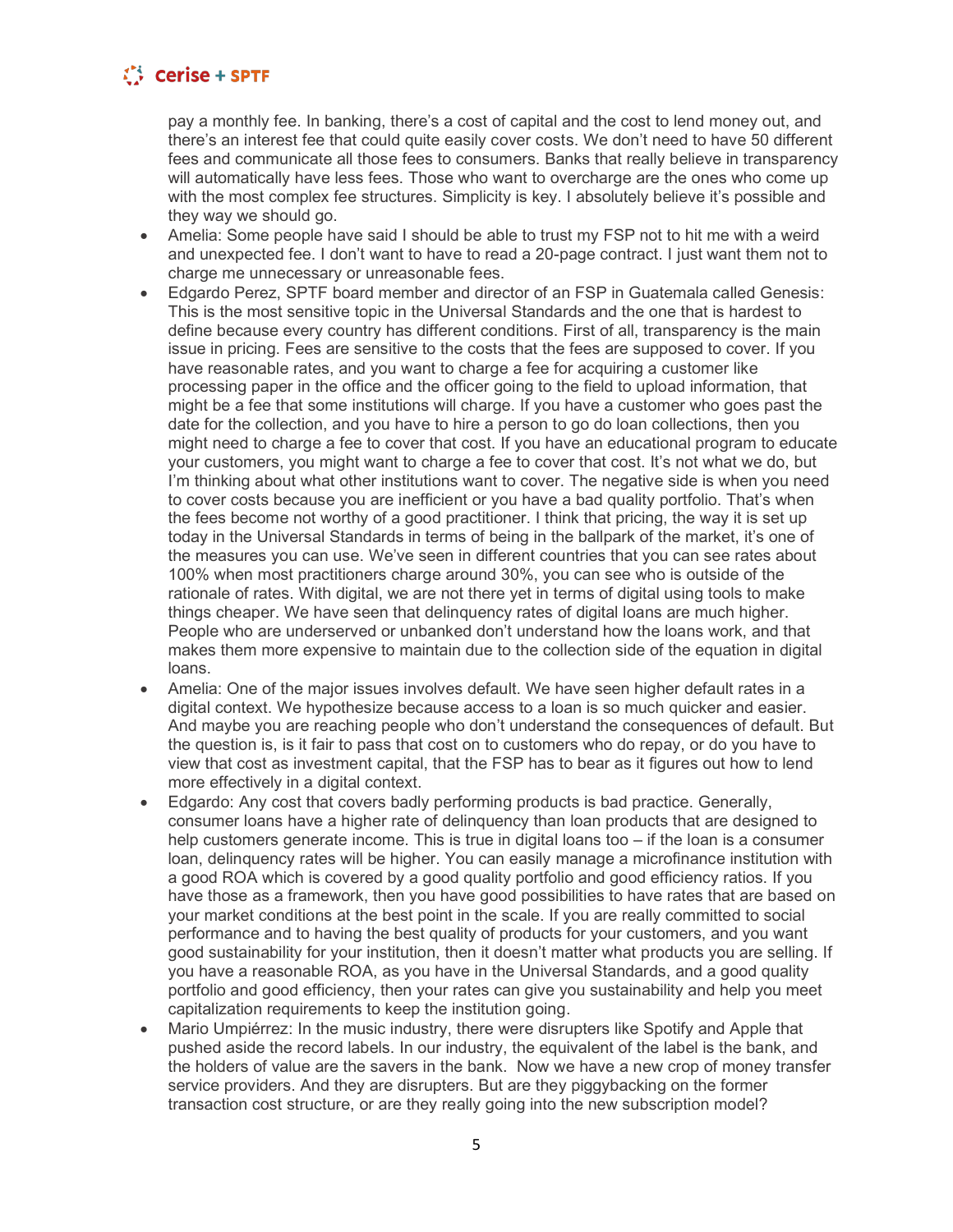pay a monthly fee. In banking, there's a cost of capital and the cost to lend money out, and there's an interest fee that could quite easily cover costs. We don't need to have 50 different fees and communicate all those fees to consumers. Banks that really believe in transparency will automatically have less fees. Those who want to overcharge are the ones who come up with the most complex fee structures. Simplicity is key. I absolutely believe it's possible and they way we should go.

- Amelia: Some people have said I should be able to trust my FSP not to hit me with a weird and unexpected fee. I don't want to have to read a 20-page contract. I just want them not to charge me unnecessary or unreasonable fees.
- Edgardo Perez, SPTF board member and director of an FSP in Guatemala called Genesis: This is the most sensitive topic in the Universal Standards and the one that is hardest to define because every country has different conditions. First of all, transparency is the main issue in pricing. Fees are sensitive to the costs that the fees are supposed to cover. If you have reasonable rates, and you want to charge a fee for acquiring a customer like processing paper in the office and the officer going to the field to upload information, that might be a fee that some institutions will charge. If you have a customer who goes past the date for the collection, and you have to hire a person to go do loan collections, then you might need to charge a fee to cover that cost. If you have an educational program to educate your customers, you might want to charge a fee to cover that cost. It's not what we do, but I'm thinking about what other institutions want to cover. The negative side is when you need to cover costs because you are inefficient or you have a bad quality portfolio. That's when the fees become not worthy of a good practitioner. I think that pricing, the way it is set up today in the Universal Standards in terms of being in the ballpark of the market, it's one of the measures you can use. We've seen in different countries that you can see rates about 100% when most practitioners charge around 30%, you can see who is outside of the rationale of rates. With digital, we are not there yet in terms of digital using tools to make things cheaper. We have seen that delinquency rates of digital loans are much higher. People who are underserved or unbanked don't understand how the loans work, and that makes them more expensive to maintain due to the collection side of the equation in digital loans.
- Amelia: One of the major issues involves default. We have seen higher default rates in a digital context. We hypothesize because access to a loan is so much quicker and easier. And maybe you are reaching people who don't understand the consequences of default. But the question is, is it fair to pass that cost on to customers who do repay, or do you have to view that cost as investment capital, that the FSP has to bear as it figures out how to lend more effectively in a digital context.
- Edgardo: Any cost that covers badly performing products is bad practice. Generally, consumer loans have a higher rate of delinquency than loan products that are designed to help customers generate income. This is true in digital loans too – if the loan is a consumer loan, delinquency rates will be higher. You can easily manage a microfinance institution with a good ROA which is covered by a good quality portfolio and good efficiency ratios. If you have those as a framework, then you have good possibilities to have rates that are based on your market conditions at the best point in the scale. If you are really committed to social performance and to having the best quality of products for your customers, and you want good sustainability for your institution, then it doesn't matter what products you are selling. If you have a reasonable ROA, as you have in the Universal Standards, and a good quality portfolio and good efficiency, then your rates can give you sustainability and help you meet capitalization requirements to keep the institution going.
- Mario Umpiérrez: In the music industry, there were disrupters like Spotify and Apple that pushed aside the record labels. In our industry, the equivalent of the label is the bank, and the holders of value are the savers in the bank. Now we have a new crop of money transfer service providers. And they are disrupters. But are they piggybacking on the former transaction cost structure, or are they really going into the new subscription model?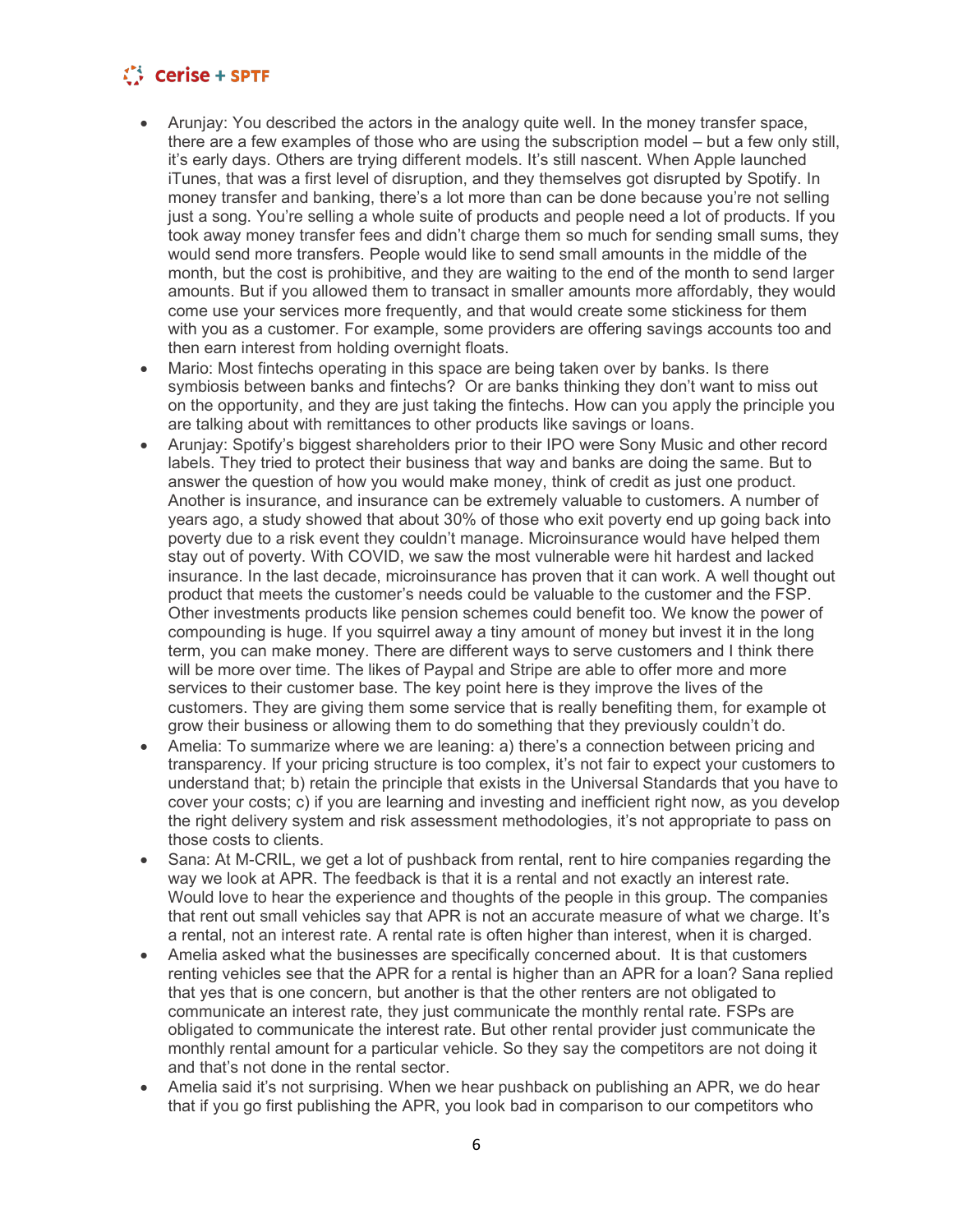- Arunjay: You described the actors in the analogy quite well. In the money transfer space, there are a few examples of those who are using the subscription model – but a few only still, it's early days. Others are trying different models. It's still nascent. When Apple launched iTunes, that was a first level of disruption, and they themselves got disrupted by Spotify. In money transfer and banking, there's a lot more than can be done because you're not selling just a song. You're selling a whole suite of products and people need a lot of products. If you took away money transfer fees and didn't charge them so much for sending small sums, they would send more transfers. People would like to send small amounts in the middle of the month, but the cost is prohibitive, and they are waiting to the end of the month to send larger amounts. But if you allowed them to transact in smaller amounts more affordably, they would come use your services more frequently, and that would create some stickiness for them with you as a customer. For example, some providers are offering savings accounts too and then earn interest from holding overnight floats.
- Mario: Most fintechs operating in this space are being taken over by banks. Is there symbiosis between banks and fintechs? Or are banks thinking they don't want to miss out on the opportunity, and they are just taking the fintechs. How can you apply the principle you are talking about with remittances to other products like savings or loans.
- Arunjay: Spotify's biggest shareholders prior to their IPO were Sony Music and other record labels. They tried to protect their business that way and banks are doing the same. But to answer the question of how you would make money, think of credit as just one product. Another is insurance, and insurance can be extremely valuable to customers. A number of years ago, a study showed that about 30% of those who exit poverty end up going back into poverty due to a risk event they couldn't manage. Microinsurance would have helped them stay out of poverty. With COVID, we saw the most vulnerable were hit hardest and lacked insurance. In the last decade, microinsurance has proven that it can work. A well thought out product that meets the customer's needs could be valuable to the customer and the FSP. Other investments products like pension schemes could benefit too. We know the power of compounding is huge. If you squirrel away a tiny amount of money but invest it in the long term, you can make money. There are different ways to serve customers and I think there will be more over time. The likes of Paypal and Stripe are able to offer more and more services to their customer base. The key point here is they improve the lives of the customers. They are giving them some service that is really benefiting them, for example ot grow their business or allowing them to do something that they previously couldn't do.
- Amelia: To summarize where we are leaning: a) there's a connection between pricing and transparency. If your pricing structure is too complex, it's not fair to expect your customers to understand that; b) retain the principle that exists in the Universal Standards that you have to cover your costs; c) if you are learning and investing and inefficient right now, as you develop the right delivery system and risk assessment methodologies, it's not appropriate to pass on those costs to clients.
- Sana: At M-CRIL, we get a lot of pushback from rental, rent to hire companies regarding the way we look at APR. The feedback is that it is a rental and not exactly an interest rate. Would love to hear the experience and thoughts of the people in this group. The companies that rent out small vehicles say that APR is not an accurate measure of what we charge. It's a rental, not an interest rate. A rental rate is often higher than interest, when it is charged.
- Amelia asked what the businesses are specifically concerned about. It is that customers renting vehicles see that the APR for a rental is higher than an APR for a loan? Sana replied that yes that is one concern, but another is that the other renters are not obligated to communicate an interest rate, they just communicate the monthly rental rate. FSPs are obligated to communicate the interest rate. But other rental provider just communicate the monthly rental amount for a particular vehicle. So they say the competitors are not doing it and that's not done in the rental sector.
- Amelia said it's not surprising. When we hear pushback on publishing an APR, we do hear that if you go first publishing the APR, you look bad in comparison to our competitors who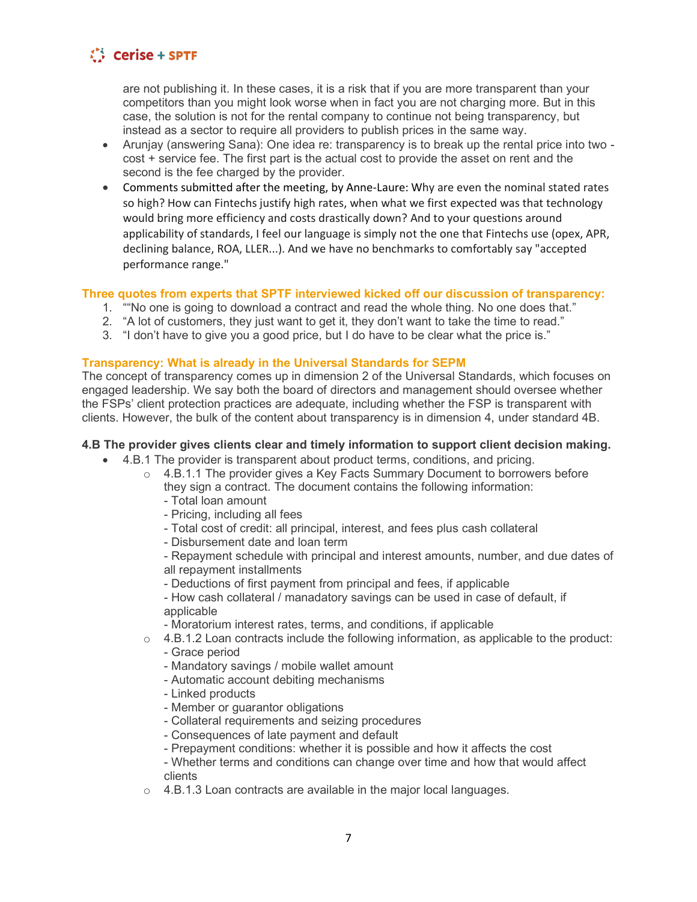are not publishing it. In these cases, it is a risk that if you are more transparent than your competitors than you might look worse when in fact you are not charging more. But in this case, the solution is not for the rental company to continue not being transparency, but instead as a sector to require all providers to publish prices in the same way.

- Arunjay (answering Sana): One idea re: transparency is to break up the rental price into two - cost + service fee. The first part is the actual cost to provide the asset on rent and the second is the fee charged by the provider.
- Comments submitted after the meeting, by Anne-Laure: Why are even the nominal stated rates so high? How can Fintechs justify high rates, when what we first expected was that technology would bring more efficiency and costs drastically down? And to your questions around applicability of standards, I feel our language is simply not the one that Fintechs use (opex, APR, declining balance, ROA, LLER...). And we have no benchmarks to comfortably say "accepted performance range."

**Three quotes from experts that SPTF interviewed kicked off our discussion of transparency:**

1. ""No one is going to download a contract and read the whole thing. No one does that."
2. "A lot of customers, they just want to get it, they don't want to take the time to read."
3. "I don't have to give you a good price, but I do have to be clear what the price is."

**Transparency: What is already in the Universal Standards for SEPM**

The concept of transparency comes up in dimension 2 of the Universal Standards, which focuses on engaged leadership. We say both the board of directors and management should oversee whether the FSPs' client protection practices are adequate, including whether the FSP is transparent with clients. However, the bulk of the content about transparency is in dimension 4, under standard 4B.

**4.B The provider gives clients clear and timely information to support client decision making.**

- 4.B.1 The provider is transparent about product terms, conditions, and pricing.
  - 4.B.1.1 The provider gives a Key Facts Summary Document to borrowers before they sign a contract. The document contains the following information:
    - Total loan amount
    - Pricing, including all fees
    - Total cost of credit: all principal, interest, and fees plus cash collateral
    - Disbursement date and loan term
    - Repayment schedule with principal and interest amounts, number, and due dates of all repayment installments
    - Deductions of first payment from principal and fees, if applicable
    - How cash collateral / manadatory savings can be used in case of default, if applicable
    - Moratorium interest rates, terms, and conditions, if applicable
  - 4.B.1.2 Loan contracts include the following information, as applicable to the product:
    - Grace period
    - Mandatory savings / mobile wallet amount
    - Automatic account debiting mechanisms
    - Linked products
    - Member or guarantor obligations
    - Collateral requirements and seizing procedures
    - Consequences of late payment and default
    - Prepayment conditions: whether it is possible and how it affects the cost
    - Whether terms and conditions can change over time and how that would affect clients
  - 4.B.1.3 Loan contracts are available in the major local languages.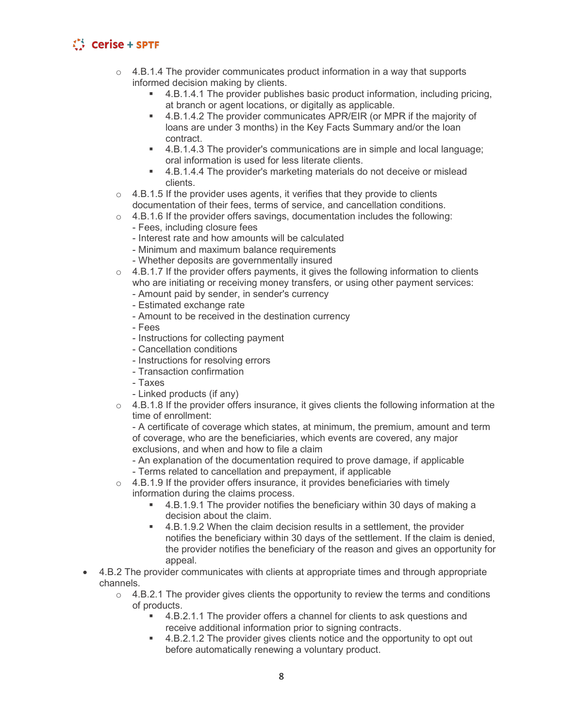- 4.B.1.4 The provider communicates product information in a way that supports informed decision making by clients.
    - 4.B.1.4.1 The provider publishes basic product information, including pricing, at branch or agent locations, or digitally as applicable.
    - 4.B.1.4.2 The provider communicates APR/EIR (or MPR if the majority of loans are under 3 months) in the Key Facts Summary and/or the loan contract.
    - 4.B.1.4.3 The provider's communications are in simple and local language; oral information is used for less literate clients.
    - 4.B.1.4.4 The provider's marketing materials do not deceive or mislead clients.
- 4.B.1.5 If the provider uses agents, it verifies that they provide to clients documentation of their fees, terms of service, and cancellation conditions.
- 4.B.1.6 If the provider offers savings, documentation includes the following:  
  - Fees, including closure fees  
  - Interest rate and how amounts will be calculated  
  - Minimum and maximum balance requirements  
  - Whether deposits are governmentally insured
- 4.B.1.7 If the provider offers payments, it gives the following information to clients who are initiating or receiving money transfers, or using other payment services:  
  - Amount paid by sender, in sender's currency  
  - Estimated exchange rate  
  - Amount to be received in the destination currency  
  - Fees  
  - Instructions for collecting payment  
  - Cancellation conditions  
  - Instructions for resolving errors  
  - Transaction confirmation  
  - Taxes  
  - Linked products (if any)
- 4.B.1.8 If the provider offers insurance, it gives clients the following information at the time of enrollment:  
  - A certificate of coverage which states, at minimum, the premium, amount and term of coverage, who are the beneficiaries, which events are covered, any major exclusions, and when and how to file a claim  
  - An explanation of the documentation required to prove damage, if applicable  
  - Terms related to cancellation and prepayment, if applicable
- 4.B.1.9 If the provider offers insurance, it provides beneficiaries with timely information during the claims process.
    - 4.B.1.9.1 The provider notifies the beneficiary within 30 days of making a decision about the claim.
    - 4.B.1.9.2 When the claim decision results in a settlement, the provider notifies the beneficiary within 30 days of the settlement. If the claim is denied, the provider notifies the beneficiary of the reason and gives an opportunity for appeal.

- 4.B.2 The provider communicates with clients at appropriate times and through appropriate channels.
    - 4.B.2.1 The provider gives clients the opportunity to review the terms and conditions of products.
        - 4.B.2.1.1 The provider offers a channel for clients to ask questions and receive additional information prior to signing contracts.
        - 4.B.2.1.2 The provider gives clients notice and the opportunity to opt out before automatically renewing a voluntary product.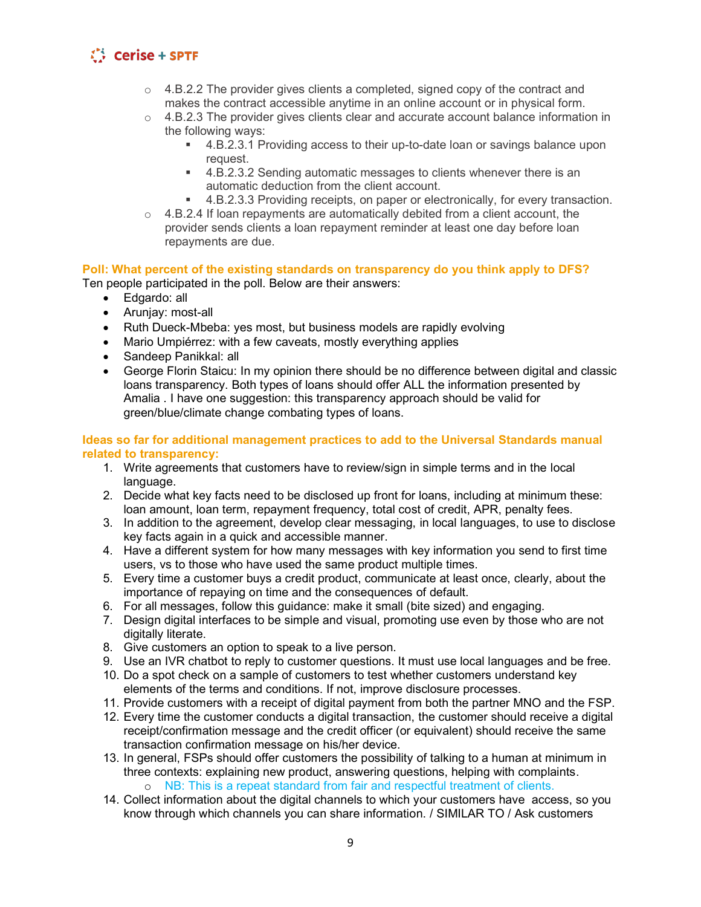- 4.B.2.2 The provider gives clients a completed, signed copy of the contract and makes the contract accessible anytime in an online account or in physical form.
- 4.B.2.3 The provider gives clients clear and accurate account balance information in the following ways:
  - 4.B.2.3.1 Providing access to their up-to-date loan or savings balance upon request.
  - 4.B.2.3.2 Sending automatic messages to clients whenever there is an automatic deduction from the client account.
  - 4.B.2.3.3 Providing receipts, on paper or electronically, for every transaction.
- 4.B.2.4 If loan repayments are automatically debited from a client account, the provider sends clients a loan repayment reminder at least one day before loan repayments are due.

**Poll: What percent of the existing standards on transparency do you think apply to DFS?**

Ten people participated in the poll. Below are their answers:

- Edgardo: all
- Arunjay: most-all
- Ruth Dueck-Mbeba: yes most, but business models are rapidly evolving
- Mario Umpiérrez: with a few caveats, mostly everything applies
- Sandeep Panikkal: all
- George Florin Staicu: In my opinion there should be no difference between digital and classic loans transparency. Both types of loans should offer ALL the information presented by Amalia . I have one suggestion: this transparency approach should be valid for green/blue/climate change combating types of loans.

**Ideas so far for additional management practices to add to the Universal Standards manual related to transparency:**

1. Write agreements that customers have to review/sign in simple terms and in the local language.
2. Decide what key facts need to be disclosed up front for loans, including at minimum these: loan amount, loan term, repayment frequency, total cost of credit, APR, penalty fees.
3. In addition to the agreement, develop clear messaging, in local languages, to use to disclose key facts again in a quick and accessible manner.
4. Have a different system for how many messages with key information you send to first time users, vs to those who have used the same product multiple times.
5. Every time a customer buys a credit product, communicate at least once, clearly, about the importance of repaying on time and the consequences of default.
6. For all messages, follow this guidance: make it small (bite sized) and engaging.
7. Design digital interfaces to be simple and visual, promoting use even by those who are not digitally literate.
8. Give customers an option to speak to a live person.
9. Use an IVR chatbot to reply to customer questions. It must use local languages and be free.
10. Do a spot check on a sample of customers to test whether customers understand key elements of the terms and conditions. If not, improve disclosure processes.
11. Provide customers with a receipt of digital payment from both the partner MNO and the FSP.
12. Every time the customer conducts a digital transaction, the customer should receive a digital receipt/confirmation message and the credit officer (or equivalent) should receive the same transaction confirmation message on his/her device.
13. In general, FSPs should offer customers the possibility of talking to a human at minimum in three contexts: explaining new product, answering questions, helping with complaints.
    - NB: This is a repeat standard from fair and respectful treatment of clients.
14. Collect information about the digital channels to which your customers have access, so you know through which channels you can share information. / SIMILAR TO / Ask customers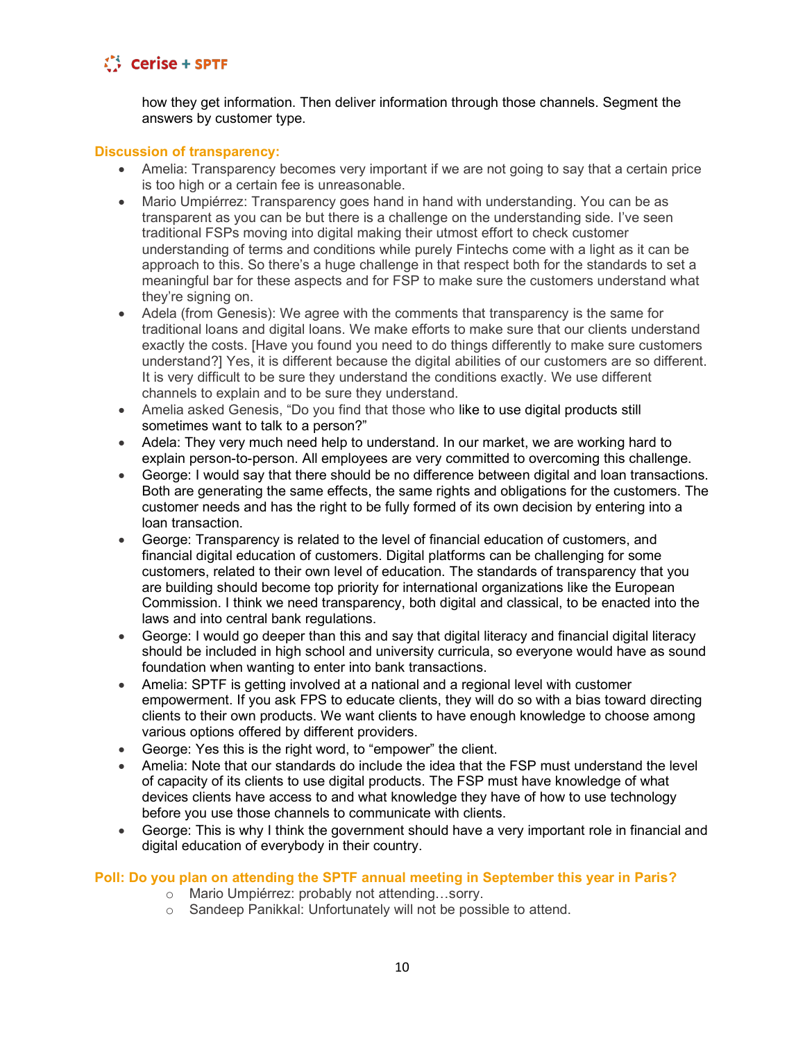how they get information. Then deliver information through those channels. Segment the answers by customer type.

**Discussion of transparency:**

- Amelia: Transparency becomes very important if we are not going to say that a certain price is too high or a certain fee is unreasonable.
- Mario Umpiérrez: Transparency goes hand in hand with understanding. You can be as transparent as you can be but there is a challenge on the understanding side. I've seen traditional FSPs moving into digital making their utmost effort to check customer understanding of terms and conditions while purely Fintechs come with a light as it can be approach to this. So there's a huge challenge in that respect both for the standards to set a meaningful bar for these aspects and for FSP to make sure the customers understand what they're signing on.
- Adela (from Genesis): We agree with the comments that transparency is the same for traditional loans and digital loans. We make efforts to make sure that our clients understand exactly the costs. [Have you found you need to do things differently to make sure customers understand?] Yes, it is different because the digital abilities of our customers are so different. It is very difficult to be sure they understand the conditions exactly. We use different channels to explain and to be sure they understand.
- Amelia asked Genesis, "Do you find that those who like to use digital products still sometimes want to talk to a person?"
- Adela: They very much need help to understand. In our market, we are working hard to explain person-to-person. All employees are very committed to overcoming this challenge.
- George: I would say that there should be no difference between digital and loan transactions. Both are generating the same effects, the same rights and obligations for the customers. The customer needs and has the right to be fully formed of its own decision by entering into a loan transaction.
- George: Transparency is related to the level of financial education of customers, and financial digital education of customers. Digital platforms can be challenging for some customers, related to their own level of education. The standards of transparency that you are building should become top priority for international organizations like the European Commission. I think we need transparency, both digital and classical, to be enacted into the laws and into central bank regulations.
- George: I would go deeper than this and say that digital literacy and financial digital literacy should be included in high school and university curricula, so everyone would have as sound foundation when wanting to enter into bank transactions.
- Amelia: SPTF is getting involved at a national and a regional level with customer empowerment. If you ask FPS to educate clients, they will do so with a bias toward directing clients to their own products. We want clients to have enough knowledge to choose among various options offered by different providers.
- George: Yes this is the right word, to "empower" the client.
- Amelia: Note that our standards do include the idea that the FSP must understand the level of capacity of its clients to use digital products. The FSP must have knowledge of what devices clients have access to and what knowledge they have of how to use technology before you use those channels to communicate with clients.
- George: This is why I think the government should have a very important role in financial and digital education of everybody in their country.

**Poll: Do you plan on attending the SPTF annual meeting in September this year in Paris?**

- Mario Umpiérrez: probably not attending…sorry.
- Sandeep Panikkal: Unfortunately will not be possible to attend.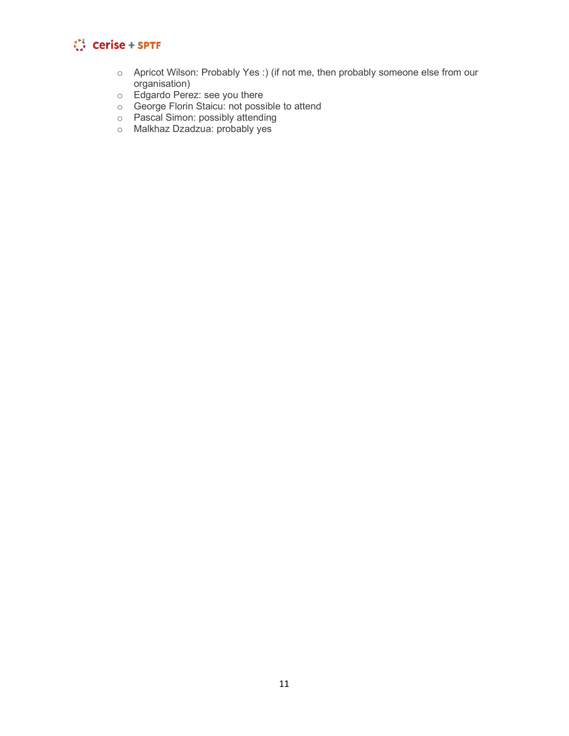- Apricot Wilson: Probably Yes :) (if not me, then probably someone else from our organisation)
- Edgardo Perez: see you there
- George Florin Staicu: not possible to attend
- Pascal Simon: possibly attending
- Malkhaz Dzadzua: probably yes